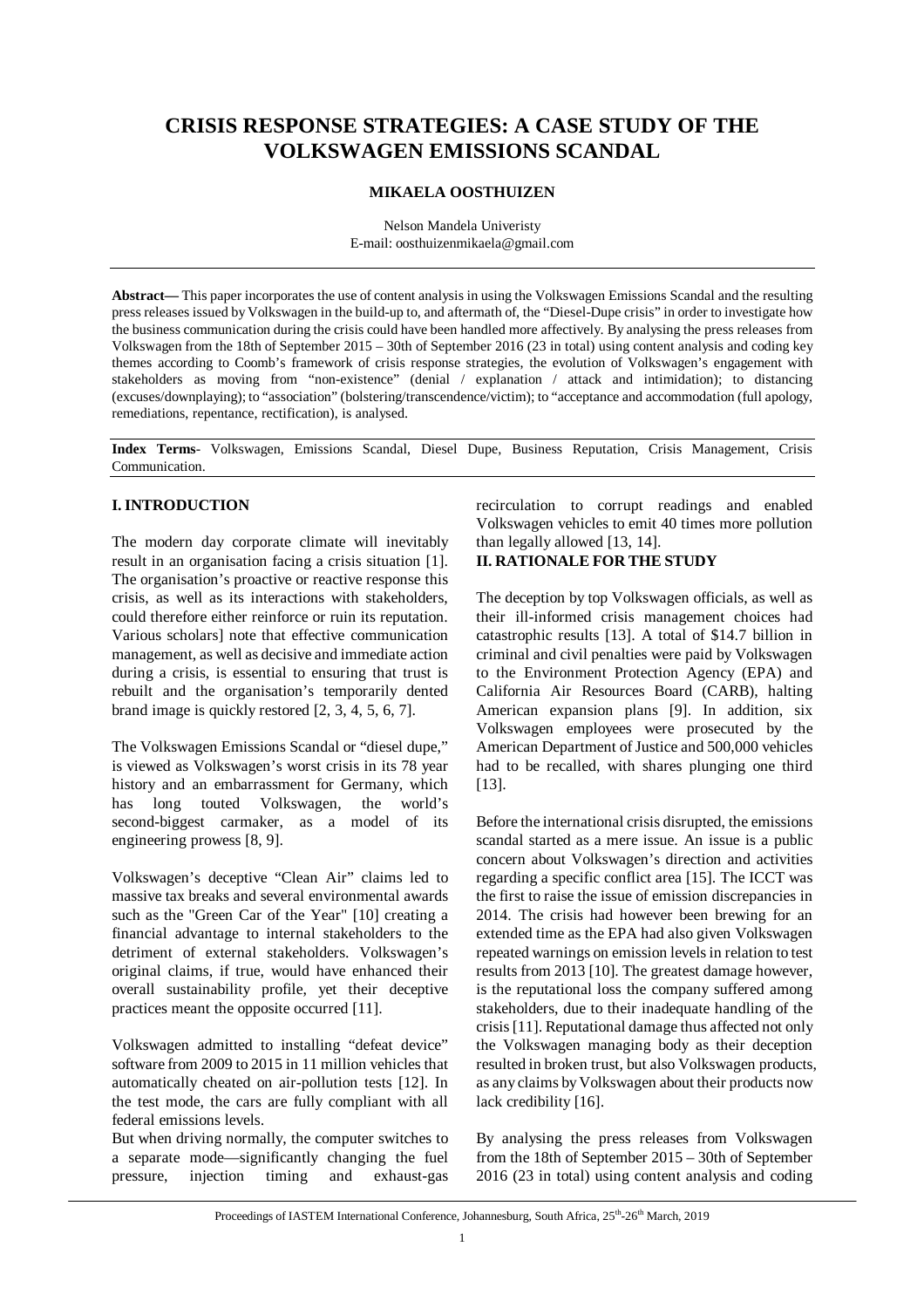# CRISIS RESPONSE STRATEGIES: A CASE STUDY OF THE VOLKSWAGEN EMISSIONS SCANDAL

**MIKAELA OOSTHUIZEN**

Nelson Mandela Univeristy
E-mail: oosthuizenmikaela@gmail.com

---

**Abstract—** This paper incorporates the use of content analysis in using the Volkswagen Emissions Scandal and the resulting press releases issued by Volkswagen in the build-up to, and aftermath of, the "Diesel-Dupe crisis" in order to investigate how the business communication during the crisis could have been handled more affectively. By analysing the press releases from Volkswagen from the 18th of September 2015 – 30th of September 2016 (23 in total) using content analysis and coding key themes according to Coomb's framework of crisis response strategies, the evolution of Volkswagen's engagement with stakeholders as moving from "non-existence" (denial / explanation / attack and intimidation); to distancing (excuses/downplaying); to "association" (bolstering/transcendence/victim); to "acceptance and accommodation (full apology, remediations, repentance, rectification), is analysed.

---

**Index Terms**- Volkswagen, Emissions Scandal, Diesel Dupe, Business Reputation, Crisis Management, Crisis Communication.

---

## I. INTRODUCTION

The modern day corporate climate will inevitably result in an organisation facing a crisis situation [1]. The organisation's proactive or reactive response this crisis, as well as its interactions with stakeholders, could therefore either reinforce or ruin its reputation. Various scholars] note that effective communication management, as well as decisive and immediate action during a crisis, is essential to ensuring that trust is rebuilt and the organisation's temporarily dented brand image is quickly restored [2, 3, 4, 5, 6, 7].

The Volkswagen Emissions Scandal or "diesel dupe," is viewed as Volkswagen's worst crisis in its 78 year history and an embarrassment for Germany, which has long touted Volkswagen, the world's second-biggest carmaker, as a model of its engineering prowess [8, 9].

Volkswagen's deceptive "Clean Air" claims led to massive tax breaks and several environmental awards such as the "Green Car of the Year" [10] creating a financial advantage to internal stakeholders to the detriment of external stakeholders. Volkswagen's original claims, if true, would have enhanced their overall sustainability profile, yet their deceptive practices meant the opposite occurred [11].

Volkswagen admitted to installing "defeat device" software from 2009 to 2015 in 11 million vehicles that automatically cheated on air-pollution tests [12]. In the test mode, the cars are fully compliant with all federal emissions levels.
But when driving normally, the computer switches to a separate mode—significantly changing the fuel pressure, injection timing and exhaust-gas recirculation to corrupt readings and enabled Volkswagen vehicles to emit 40 times more pollution than legally allowed [13, 14].

## II. RATIONALE FOR THE STUDY

The deception by top Volkswagen officials, as well as their ill-informed crisis management choices had catastrophic results [13]. A total of $14.7 billion in criminal and civil penalties were paid by Volkswagen to the Environment Protection Agency (EPA) and California Air Resources Board (CARB), halting American expansion plans [9]. In addition, six Volkswagen employees were prosecuted by the American Department of Justice and 500,000 vehicles had to be recalled, with shares plunging one third [13].

Before the international crisis disrupted, the emissions scandal started as a mere issue. An issue is a public concern about Volkswagen's direction and activities regarding a specific conflict area [15]. The ICCT was the first to raise the issue of emission discrepancies in 2014. The crisis had however been brewing for an extended time as the EPA had also given Volkswagen repeated warnings on emission levels in relation to test results from 2013 [10]. The greatest damage however, is the reputational loss the company suffered among stakeholders, due to their inadequate handling of the crisis [11]. Reputational damage thus affected not only the Volkswagen managing body as their deception resulted in broken trust, but also Volkswagen products, as any claims by Volkswagen about their products now lack credibility [16].

By analysing the press releases from Volkswagen from the 18th of September 2015 – 30th of September 2016 (23 in total) using content analysis and coding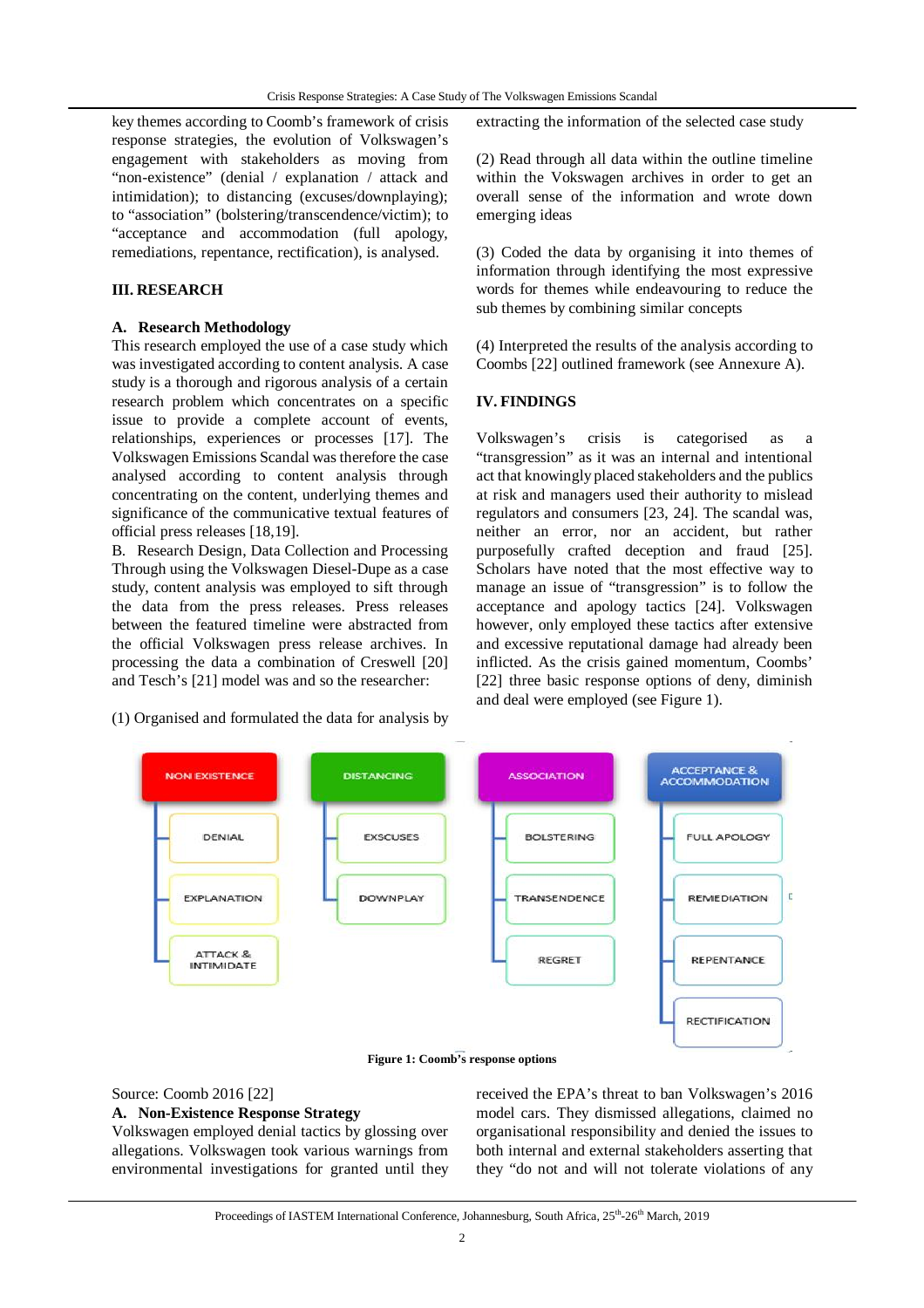key themes according to Coomb's framework of crisis response strategies, the evolution of Volkswagen's engagement with stakeholders as moving from "non-existence" (denial / explanation / attack and intimidation); to distancing (excuses/downplaying); to "association" (bolstering/transcendence/victim); to "acceptance and accommodation (full apology, remediations, repentance, rectification), is analysed.

## III. RESEARCH

### A. Research Methodology

This research employed the use of a case study which was investigated according to content analysis. A case study is a thorough and rigorous analysis of a certain research problem which concentrates on a specific issue to provide a complete account of events, relationships, experiences or processes [17]. The Volkswagen Emissions Scandal was therefore the case analysed according to content analysis through concentrating on the content, underlying themes and significance of the communicative textual features of official press releases [18,19].

### B. Research Design, Data Collection and Processing

Through using the Volkswagen Diesel-Dupe as a case study, content analysis was employed to sift through the data from the press releases. Press releases between the featured timeline were abstracted from the official Volkswagen press release archives. In processing the data a combination of Creswell [20] and Tesch's [21] model was and so the researcher:

(1) Organised and formulated the data for analysis by extracting the information of the selected case study

(2) Read through all data within the outline timeline within the Vokswagen archives in order to get an overall sense of the information and wrote down emerging ideas

(3) Coded the data by organising it into themes of information through identifying the most expressive words for themes while endeavouring to reduce the sub themes by combining similar concepts

(4) Interpreted the results of the analysis according to Coombs [22] outlined framework (see Annexure A).

## IV. FINDINGS

Volkswagen's crisis is categorised as a "transgression" as it was an internal and intentional act that knowingly placed stakeholders and the publics at risk and managers used their authority to mislead regulators and consumers [23, 24]. The scandal was, neither an error, nor an accident, but rather purposefully crafted deception and fraud [25]. Scholars have noted that the most effective way to manage an issue of "transgression" is to follow the acceptance and apology tactics [24]. Volkswagen however, only employed these tactics after extensive and excessive reputational damage had already been inflicted. As the crisis gained momentum, Coombs' [22] three basic response options of deny, diminish and deal were employed (see Figure 1).

| NON EXISTENCE | DISTANCING | ASSOCIATION | ACCEPTANCE & ACCOMMODATION |
|---|---|---|---|
| DENIAL | EXSCUSES | BOLSTERING | FULL APOLOGY |
| EXPLANATION | DOWNPLAY | TRANSENDENCE | REMEDIATION |
| ATTACK & INTIMIDATE | | REGRET | REPENTANCE |
| | | | RECTIFICATION |

**Figure 1: Coomb's response options**

Source: Coomb 2016 [22]

### A. Non-Existence Response Strategy

Volkswagen employed denial tactics by glossing over allegations. Volkswagen took various warnings from environmental investigations for granted until they received the EPA's threat to ban Volkswagen's 2016 model cars. They dismissed allegations, claimed no organisational responsibility and denied the issues to both internal and external stakeholders asserting that they "do not and will not tolerate violations of any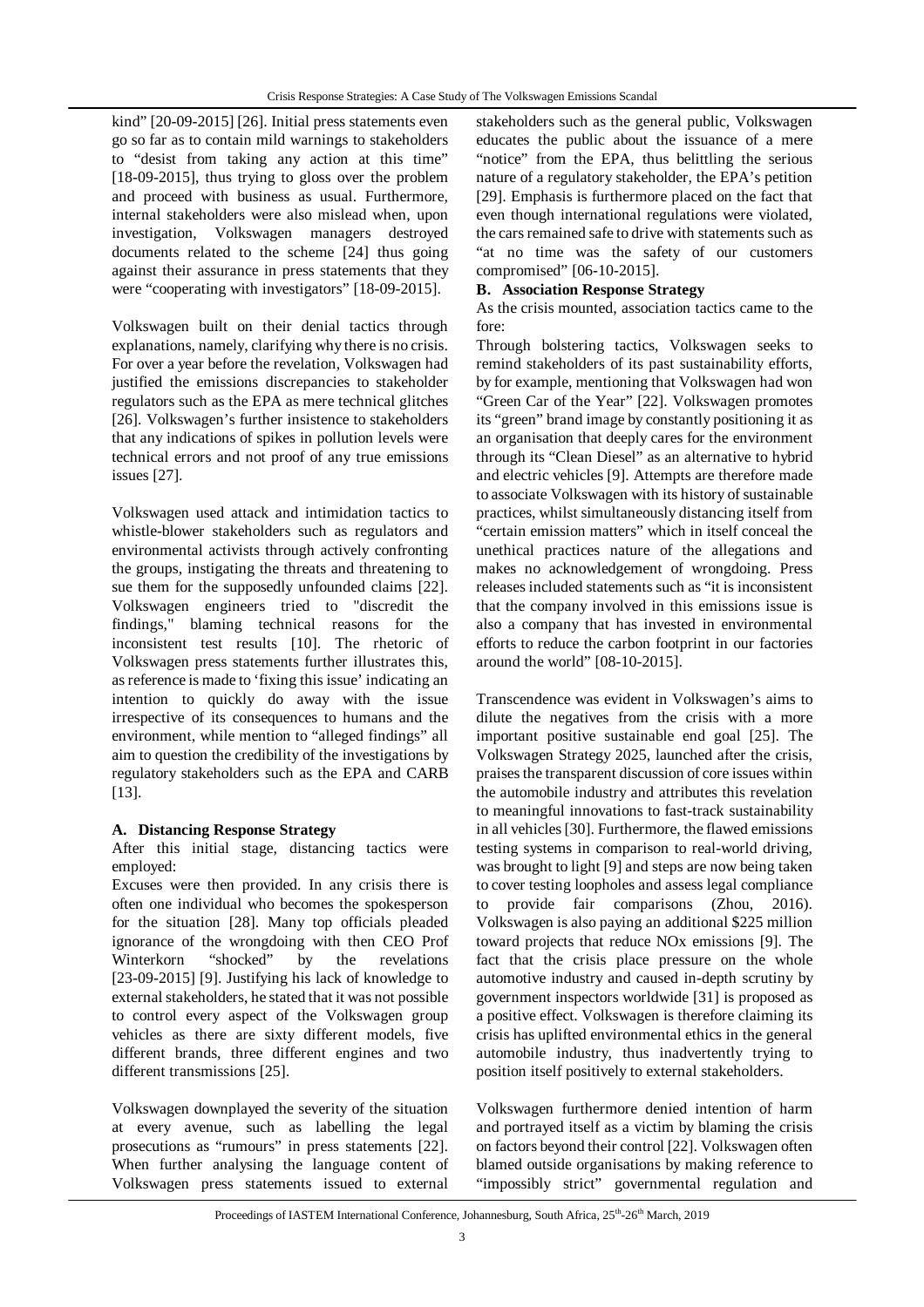kind" [20-09-2015] [26]. Initial press statements even go so far as to contain mild warnings to stakeholders to "desist from taking any action at this time" [18-09-2015], thus trying to gloss over the problem and proceed with business as usual. Furthermore, internal stakeholders were also mislead when, upon investigation, Volkswagen managers destroyed documents related to the scheme [24] thus going against their assurance in press statements that they were "cooperating with investigators" [18-09-2015].

Volkswagen built on their denial tactics through explanations, namely, clarifying why there is no crisis. For over a year before the revelation, Volkswagen had justified the emissions discrepancies to stakeholder regulators such as the EPA as mere technical glitches [26]. Volkswagen's further insistence to stakeholders that any indications of spikes in pollution levels were technical errors and not proof of any true emissions issues [27].

Volkswagen used attack and intimidation tactics to whistle-blower stakeholders such as regulators and environmental activists through actively confronting the groups, instigating the threats and threatening to sue them for the supposedly unfounded claims [22]. Volkswagen engineers tried to "discredit the findings," blaming technical reasons for the inconsistent test results [10]. The rhetoric of Volkswagen press statements further illustrates this, as reference is made to 'fixing this issue' indicating an intention to quickly do away with the issue irrespective of its consequences to humans and the environment, while mention to "alleged findings" all aim to question the credibility of the investigations by regulatory stakeholders such as the EPA and CARB [13].

### A. Distancing Response Strategy

After this initial stage, distancing tactics were employed:

Excuses were then provided. In any crisis there is often one individual who becomes the spokesperson for the situation [28]. Many top officials pleaded ignorance of the wrongdoing with then CEO Prof Winterkorn "shocked" by the revelations [23-09-2015] [9]. Justifying his lack of knowledge to external stakeholders, he stated that it was not possible to control every aspect of the Volkswagen group vehicles as there are sixty different models, five different brands, three different engines and two different transmissions [25].

Volkswagen downplayed the severity of the situation at every avenue, such as labelling the legal prosecutions as "rumours" in press statements [22]. When further analysing the language content of Volkswagen press statements issued to external stakeholders such as the general public, Volkswagen educates the public about the issuance of a mere "notice" from the EPA, thus belittling the serious nature of a regulatory stakeholder, the EPA's petition [29]. Emphasis is furthermore placed on the fact that even though international regulations were violated, the cars remained safe to drive with statements such as "at no time was the safety of our customers compromised" [06-10-2015].

### B. Association Response Strategy

As the crisis mounted, association tactics came to the fore:

Through bolstering tactics, Volkswagen seeks to remind stakeholders of its past sustainability efforts, by for example, mentioning that Volkswagen had won "Green Car of the Year" [22]. Volkswagen promotes its "green" brand image by constantly positioning it as an organisation that deeply cares for the environment through its "Clean Diesel" as an alternative to hybrid and electric vehicles [9]. Attempts are therefore made to associate Volkswagen with its history of sustainable practices, whilst simultaneously distancing itself from "certain emission matters" which in itself conceal the unethical practices nature of the allegations and makes no acknowledgement of wrongdoing. Press releases included statements such as "it is inconsistent that the company involved in this emissions issue is also a company that has invested in environmental efforts to reduce the carbon footprint in our factories around the world" [08-10-2015].

Transcendence was evident in Volkswagen's aims to dilute the negatives from the crisis with a more important positive sustainable end goal [25]. The Volkswagen Strategy 2025, launched after the crisis, praises the transparent discussion of core issues within the automobile industry and attributes this revelation to meaningful innovations to fast-track sustainability in all vehicles [30]. Furthermore, the flawed emissions testing systems in comparison to real-world driving, was brought to light [9] and steps are now being taken to cover testing loopholes and assess legal compliance to provide fair comparisons (Zhou, 2016). Volkswagen is also paying an additional \$225 million toward projects that reduce $NO_x$ emissions [9]. The fact that the crisis place pressure on the whole automotive industry and caused in-depth scrutiny by government inspectors worldwide [31] is proposed as a positive effect. Volkswagen is therefore claiming its crisis has uplifted environmental ethics in the general automobile industry, thus inadvertently trying to position itself positively to external stakeholders.

Volkswagen furthermore denied intention of harm and portrayed itself as a victim by blaming the crisis on factors beyond their control [22]. Volkswagen often blamed outside organisations by making reference to "impossibly strict" governmental regulation and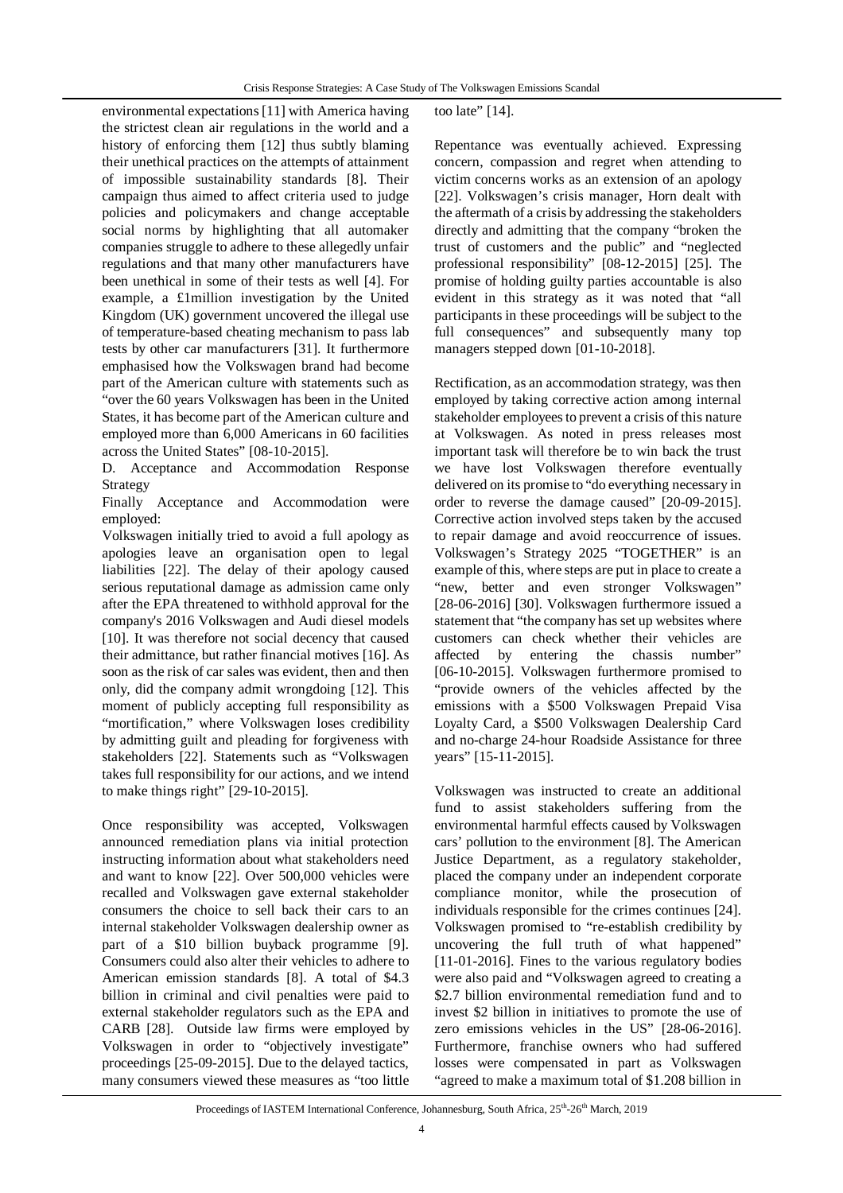environmental expectations [11] with America having the strictest clean air regulations in the world and a history of enforcing them [12] thus subtly blaming their unethical practices on the attempts of attainment of impossible sustainability standards [8]. Their campaign thus aimed to affect criteria used to judge policies and policymakers and change acceptable social norms by highlighting that all automaker companies struggle to adhere to these allegedly unfair regulations and that many other manufacturers have been unethical in some of their tests as well [4]. For example, a £1million investigation by the United Kingdom (UK) government uncovered the illegal use of temperature-based cheating mechanism to pass lab tests by other car manufacturers [31]. It furthermore emphasised how the Volkswagen brand had become part of the American culture with statements such as "over the 60 years Volkswagen has been in the United States, it has become part of the American culture and employed more than 6,000 Americans in 60 facilities across the United States" [08-10-2015].

D. Acceptance and Accommodation Response Strategy

Finally Acceptance and Accommodation were employed:

Volkswagen initially tried to avoid a full apology as apologies leave an organisation open to legal liabilities [22]. The delay of their apology caused serious reputational damage as admission came only after the EPA threatened to withhold approval for the company's 2016 Volkswagen and Audi diesel models [10]. It was therefore not social decency that caused their admittance, but rather financial motives [16]. As soon as the risk of car sales was evident, then and then only, did the company admit wrongdoing [12]. This moment of publicly accepting full responsibility as "mortification," where Volkswagen loses credibility by admitting guilt and pleading for forgiveness with stakeholders [22]. Statements such as "Volkswagen takes full responsibility for our actions, and we intend to make things right" [29-10-2015].

Once responsibility was accepted, Volkswagen announced remediation plans via initial protection instructing information about what stakeholders need and want to know [22]. Over 500,000 vehicles were recalled and Volkswagen gave external stakeholder consumers the choice to sell back their cars to an internal stakeholder Volkswagen dealership owner as part of a \$10 billion buyback programme [9]. Consumers could also alter their vehicles to adhere to American emission standards [8]. A total of \$4.3 billion in criminal and civil penalties were paid to external stakeholder regulators such as the EPA and CARB [28]. Outside law firms were employed by Volkswagen in order to "objectively investigate" proceedings [25-09-2015]. Due to the delayed tactics, many consumers viewed these measures as "too little too late" [14].

Repentance was eventually achieved. Expressing concern, compassion and regret when attending to victim concerns works as an extension of an apology [22]. Volkswagen's crisis manager, Horn dealt with the aftermath of a crisis by addressing the stakeholders directly and admitting that the company "broken the trust of customers and the public" and "neglected professional responsibility" [08-12-2015] [25]. The promise of holding guilty parties accountable is also evident in this strategy as it was noted that "all participants in these proceedings will be subject to the full consequences" and subsequently many top managers stepped down [01-10-2018].

Rectification, as an accommodation strategy, was then employed by taking corrective action among internal stakeholder employees to prevent a crisis of this nature at Volkswagen. As noted in press releases most important task will therefore be to win back the trust we have lost Volkswagen therefore eventually delivered on its promise to "do everything necessary in order to reverse the damage caused" [20-09-2015]. Corrective action involved steps taken by the accused to repair damage and avoid reoccurrence of issues. Volkswagen's Strategy 2025 "TOGETHER" is an example of this, where steps are put in place to create a "new, better and even stronger Volkswagen" [28-06-2016] [30]. Volkswagen furthermore issued a statement that "the company has set up websites where customers can check whether their vehicles are affected by entering the chassis number" [06-10-2015]. Volkswagen furthermore promised to "provide owners of the vehicles affected by the emissions with a \$500 Volkswagen Prepaid Visa Loyalty Card, a \$500 Volkswagen Dealership Card and no-charge 24-hour Roadside Assistance for three years" [15-11-2015].

Volkswagen was instructed to create an additional fund to assist stakeholders suffering from the environmental harmful effects caused by Volkswagen cars' pollution to the environment [8]. The American Justice Department, as a regulatory stakeholder, placed the company under an independent corporate compliance monitor, while the prosecution of individuals responsible for the crimes continues [24]. Volkswagen promised to "re-establish credibility by uncovering the full truth of what happened" [11-01-2016]. Fines to the various regulatory bodies were also paid and "Volkswagen agreed to creating a \$2.7 billion environmental remediation fund and to invest \$2 billion in initiatives to promote the use of zero emissions vehicles in the US" [28-06-2016]. Furthermore, franchise owners who had suffered losses were compensated in part as Volkswagen "agreed to make a maximum total of \$1.208 billion in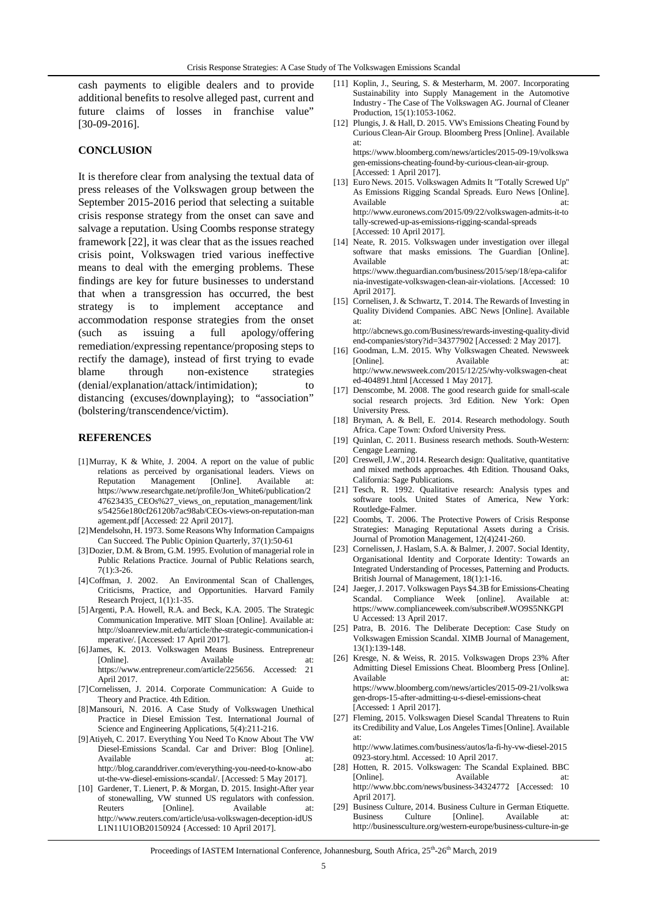cash payments to eligible dealers and to provide additional benefits to resolve alleged past, current and future claims of losses in franchise value" [30-09-2016].

## CONCLUSION

It is therefore clear from analysing the textual data of press releases of the Volkswagen group between the September 2015-2016 period that selecting a suitable crisis response strategy from the onset can save and salvage a reputation. Using Coombs response strategy framework [22], it was clear that as the issues reached crisis point, Volkswagen tried various ineffective means to deal with the emerging problems. These findings are key for future businesses to understand that when a transgression has occurred, the best strategy is to implement acceptance and accommodation response strategies from the onset (such as issuing a full apology/offering remediation/expressing repentance/proposing steps to rectify the damage), instead of first trying to evade blame through non-existence strategies (denial/explanation/attack/intimidation); to distancing (excuses/downplaying); to "association" (bolstering/transcendence/victim).

## REFERENCES

[1] Murray, K & White, J. 2004. A report on the value of public relations as perceived by organisational leaders. Views on Reputation Management [Online]. Available at: https://www.researchgate.net/profile/Jon_White6/publication/247623435_CEOs%27_views_on_reputation_management/links/54256e180cf26120b7ac98ab/CEOs-views-on-reputation-management.pdf [Accessed: 22 April 2017].

[2] Mendelsohn, H. 1973. Some Reasons Why Information Campaigns Can Succeed. The Public Opinion Quarterly, 37(1):50-61

[3] Dozier, D.M. & Brom, G.M. 1995. Evolution of managerial role in Public Relations Practice. Journal of Public Relations search, 7(1):3-26.

[4] Coffman, J. 2002. An Environmental Scan of Challenges, Criticisms, Practice, and Opportunities. Harvard Family Research Project, 1(1):1-35.

[5] Argenti, P.A. Howell, R.A. and Beck, K.A. 2005. The Strategic Communication Imperative. MIT Sloan [Online]. Available at: http://sloanreview.mit.edu/article/the-strategic-communication-imperative/. [Accessed: 17 April 2017].

[6] James, K. 2013. Volkswagen Means Business. Entrepreneur [Online]. Available at: https://www.entrepreneur.com/article/225656. Accessed: 21 April 2017.

[7] Cornelissen, J. 2014. Corporate Communication: A Guide to Theory and Practice. 4th Edition.

[8] Mansouri, N. 2016. A Case Study of Volkswagen Unethical Practice in Diesel Emission Test. International Journal of Science and Engineering Applications, 5(4):211-216.

[9] Atiyeh, C. 2017. Everything You Need To Know About The VW Diesel-Emissions Scandal. Car and Driver: Blog [Online]. Available at: http://blog.caranddriver.com/everything-you-need-to-know-about-the-vw-diesel-emissions-scandal/. [Accessed: 5 May 2017].

[10] Gardener, T. Lienert, P. & Morgan, D. 2015. Insight-After year of stonewalling, VW stunned US regulators with confession. Reuters [Online]. Available at: http://www.reuters.com/article/usa-volkswagen-deception-idUSL1N11U1OB20150924 {Accessed: 10 April 2017].

[11] Koplin, J., Seuring, S. & Mesterharm, M. 2007. Incorporating Sustainability into Supply Management in the Automotive Industry - The Case of The Volkswagen AG. Journal of Cleaner Production, 15(1):1053-1062.

[12] Plungis, J. & Hall, D. 2015. VW's Emissions Cheating Found by Curious Clean-Air Group. Bloomberg Press [Online]. Available at: https://www.bloomberg.com/news/articles/2015-09-19/volkswagen-emissions-cheating-found-by-curious-clean-air-group. [Accessed: 1 April 2017].

[13] Euro News. 2015. Volkswagen Admits It "Totally Screwed Up" As Emissions Rigging Scandal Spreads. Euro News [Online]. Available at: http://www.euronews.com/2015/09/22/volkswagen-admits-it-totally-screwed-up-as-emissions-rigging-scandal-spreads [Accessed: 10 April 2017].

[14] Neate, R. 2015. Volkswagen under investigation over illegal software that masks emissions. The Guardian [Online]. Available at: https://www.theguardian.com/business/2015/sep/18/epa-california-investigate-volkswagen-clean-air-violations. [Accessed: 10 April 2017].

[15] Cornelisen, J. & Schwartz, T. 2014. The Rewards of Investing in Quality Dividend Companies. ABC News [Online]. Available at: http://abcnews.go.com/Business/rewards-investing-quality-dividend-companies/story?id=34377902 [Accessed: 2 May 2017].

[16] Goodman, L.M. 2015. Why Volkswagen Cheated. Newsweek [Online]. Available at: http://www.newsweek.com/2015/12/25/why-volkswagen-cheated-404891.html [Accessed 1 May 2017].

[17] Denscombe, M. 2008. The good research guide for small-scale social research projects. 3rd Edition. New York: Open University Press.

[18] Bryman, A. & Bell, E. 2014. Research methodology. South Africa. Cape Town: Oxford University Press.

[19] Quinlan, C. 2011. Business research methods. South-Western: Cengage Learning.

[20] Creswell, J.W., 2014. Research design: Qualitative, quantitative and mixed methods approaches. 4th Edition. Thousand Oaks, California: Sage Publications.

[21] Tesch, R. 1992. Qualitative research: Analysis types and software tools. United States of America, New York: Routledge-Falmer.

[22] Coombs, T. 2006. The Protective Powers of Crisis Response Strategies: Managing Reputational Assets during a Crisis. Journal of Promotion Management, 12(4)241-260.

[23] Cornelissen, J. Haslam, S.A. & Balmer, J. 2007. Social Identity, Organisational Identity and Corporate Identity: Towards an Integrated Understanding of Processes, Patterning and Products. British Journal of Management, 18(1):1-16.

[24] Jaeger, J. 2017. Volkswagen Pays $4.3B for Emissions-Cheating Scandal. Compliance Week [online]. Available at: https://www.complianceweek.com/subscribe#.WO9S5NKGPIU Accessed: 13 April 2017.

[25] Patra, B. 2016. The Deliberate Deception: Case Study on Volkswagen Emission Scandal. XIMB Journal of Management, 13(1):139-148.

[26] Kresge, N. & Weiss, R. 2015. Volkswagen Drops 23% After Admitting Diesel Emissions Cheat. Bloomberg Press [Online]. Available at: https://www.bloomberg.com/news/articles/2015-09-21/volkswagen-drops-15-after-admitting-u-s-diesel-emissions-cheat [Accessed: 1 April 2017].

[27] Fleming, 2015. Volkswagen Diesel Scandal Threatens to Ruin its Credibility and Value, Los Angeles Times [Online]. Available at: http://www.latimes.com/business/autos/la-fi-hy-vw-diesel-20150923-story.html. Accessed: 10 April 2017.

[28] Hotten, R. 2015. Volkswagen: The Scandal Explained. BBC [Online]. Available at: http://www.bbc.com/news/business-34324772 [Accessed: 10 April 2017].

[29] Business Culture, 2014. Business Culture in German Etiquette. Business Culture [Online]. Available at: http://businessculture.org/western-europe/business-culture-in-ge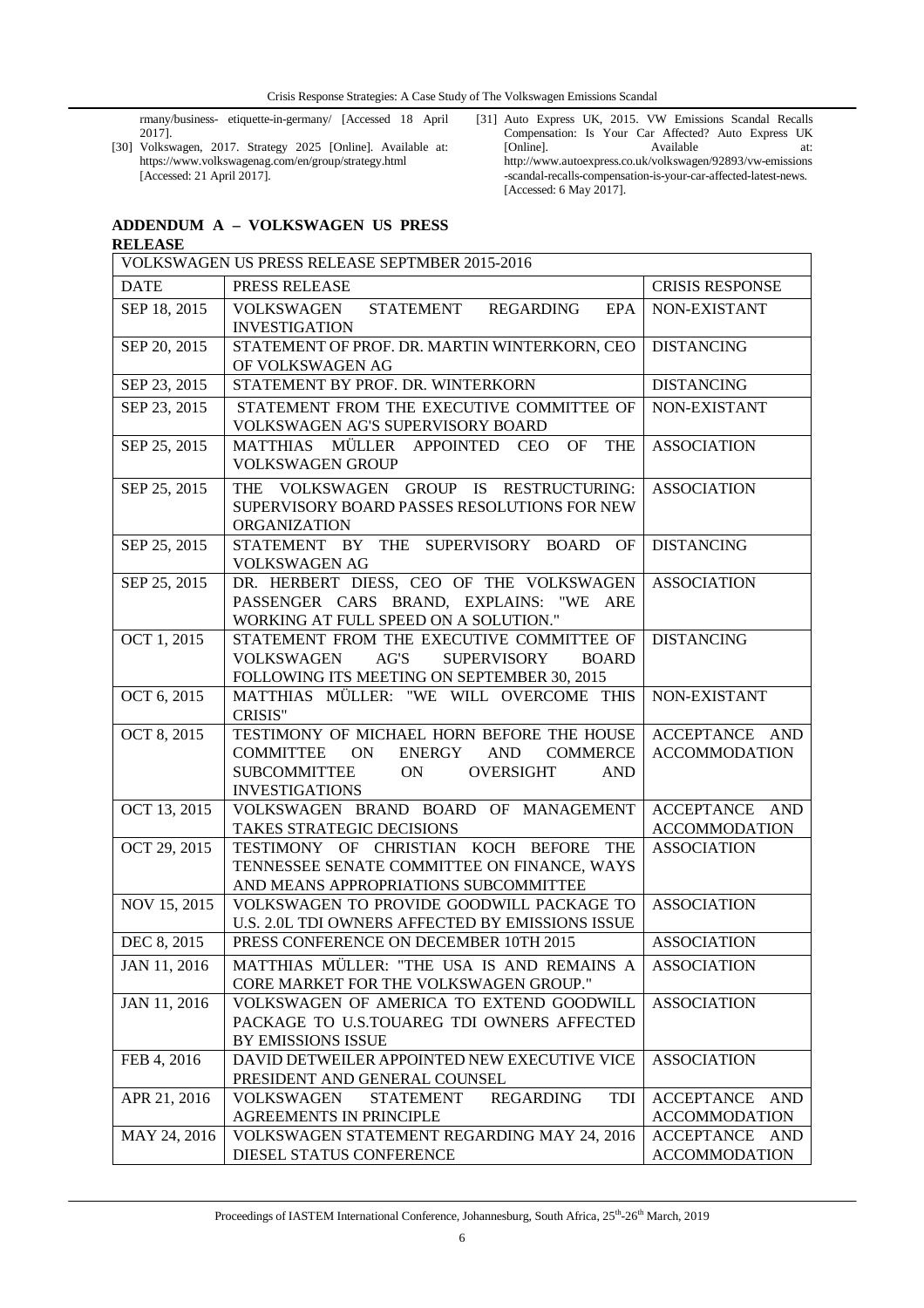rmany/business- etiquette-in-germany/ [Accessed 18 April 2017].

[30] Volkswagen, 2017. Strategy 2025 [Online]. Available at: https://www.volkswagenag.com/en/group/strategy.html [Accessed: 21 April 2017].

[31] Auto Express UK, 2015. VW Emissions Scandal Recalls Compensation: Is Your Car Affected? Auto Express UK [Online]. Available at: http://www.autoexpress.co.uk/volkswagen/92893/vw-emissions-scandal-recalls-compensation-is-your-car-affected-latest-news. [Accessed: 6 May 2017].

## ADDENDUM A – VOLKSWAGEN US PRESS RELEASE

| VOLKSWAGEN US PRESS RELEASE SEPTMBER 2015-2016 | | |
|---|---|---|
| DATE | PRESS RELEASE | CRISIS RESPONSE |
| SEP 18, 2015 | VOLKSWAGEN STATEMENT REGARDING EPA INVESTIGATION | NON-EXISTANT |
| SEP 20, 2015 | STATEMENT OF PROF. DR. MARTIN WINTERKORN, CEO OF VOLKSWAGEN AG | DISTANCING |
| SEP 23, 2015 | STATEMENT BY PROF. DR. WINTERKORN | DISTANCING |
| SEP 23, 2015 | STATEMENT FROM THE EXECUTIVE COMMITTEE OF VOLKSWAGEN AG'S SUPERVISORY BOARD | NON-EXISTANT |
| SEP 25, 2015 | MATTHIAS MÜLLER APPOINTED CEO OF THE VOLKSWAGEN GROUP | ASSOCIATION |
| SEP 25, 2015 | THE VOLKSWAGEN GROUP IS RESTRUCTURING: SUPERVISORY BOARD PASSES RESOLUTIONS FOR NEW ORGANIZATION | ASSOCIATION |
| SEP 25, 2015 | STATEMENT BY THE SUPERVISORY BOARD OF VOLKSWAGEN AG | DISTANCING |
| SEP 25, 2015 | DR. HERBERT DIESS, CEO OF THE VOLKSWAGEN PASSENGER CARS BRAND, EXPLAINS: "WE ARE WORKING AT FULL SPEED ON A SOLUTION." | ASSOCIATION |
| OCT 1, 2015 | STATEMENT FROM THE EXECUTIVE COMMITTEE OF VOLKSWAGEN AG'S SUPERVISORY BOARD FOLLOWING ITS MEETING ON SEPTEMBER 30, 2015 | DISTANCING |
| OCT 6, 2015 | MATTHIAS MÜLLER: "WE WILL OVERCOME THIS CRISIS" | NON-EXISTANT |
| OCT 8, 2015 | TESTIMONY OF MICHAEL HORN BEFORE THE HOUSE COMMITTEE ON ENERGY AND COMMERCE SUBCOMMITTEE ON OVERSIGHT AND INVESTIGATIONS | ACCEPTANCE AND ACCOMMODATION |
| OCT 13, 2015 | VOLKSWAGEN BRAND BOARD OF MANAGEMENT TAKES STRATEGIC DECISIONS | ACCEPTANCE AND ACCOMMODATION |
| OCT 29, 2015 | TESTIMONY OF CHRISTIAN KOCH BEFORE THE TENNESSEE SENATE COMMITTEE ON FINANCE, WAYS AND MEANS APPROPRIATIONS SUBCOMMITTEE | ASSOCIATION |
| NOV 15, 2015 | VOLKSWAGEN TO PROVIDE GOODWILL PACKAGE TO U.S. 2.0L TDI OWNERS AFFECTED BY EMISSIONS ISSUE | ASSOCIATION |
| DEC 8, 2015 | PRESS CONFERENCE ON DECEMBER 10TH 2015 | ASSOCIATION |
| JAN 11, 2016 | MATTHIAS MÜLLER: "THE USA IS AND REMAINS A CORE MARKET FOR THE VOLKSWAGEN GROUP." | ASSOCIATION |
| JAN 11, 2016 | VOLKSWAGEN OF AMERICA TO EXTEND GOODWILL PACKAGE TO U.S.TOUAREG TDI OWNERS AFFECTED BY EMISSIONS ISSUE | ASSOCIATION |
| FEB 4, 2016 | DAVID DETWEILER APPOINTED NEW EXECUTIVE VICE PRESIDENT AND GENERAL COUNSEL | ASSOCIATION |
| APR 21, 2016 | VOLKSWAGEN STATEMENT REGARDING TDI AGREEMENTS IN PRINCIPLE | ACCEPTANCE AND ACCOMMODATION |
| MAY 24, 2016 | VOLKSWAGEN STATEMENT REGARDING MAY 24, 2016 DIESEL STATUS CONFERENCE | ACCEPTANCE AND ACCOMMODATION |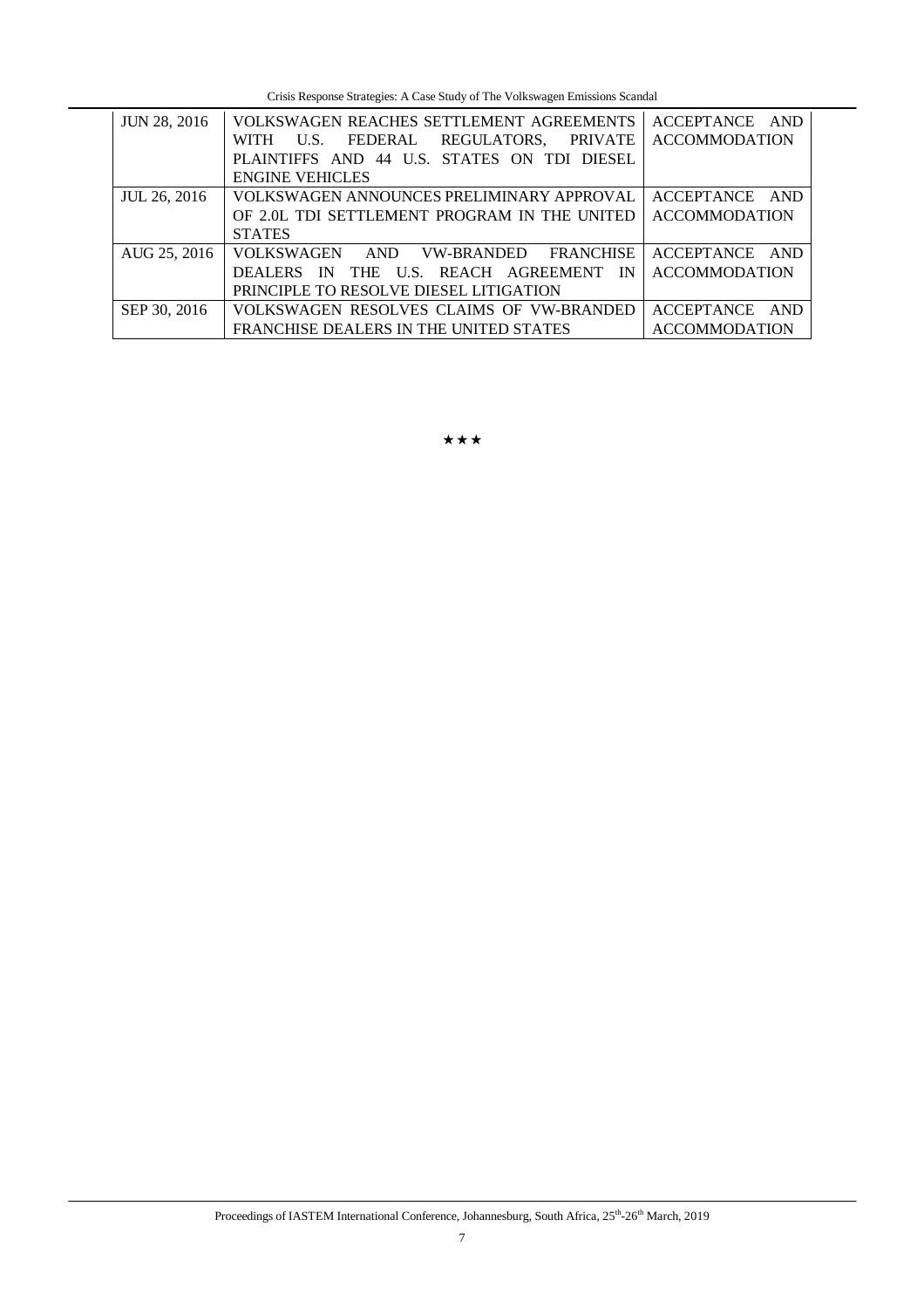| | | |
|---|---|---|
| JUN 28, 2016 | VOLKSWAGEN REACHES SETTLEMENT AGREEMENTS WITH U.S. FEDERAL REGULATORS, PRIVATE PLAINTIFFS AND 44 U.S. STATES ON TDI DIESEL ENGINE VEHICLES | ACCEPTANCE AND ACCOMMODATION |
| JUL 26, 2016 | VOLKSWAGEN ANNOUNCES PRELIMINARY APPROVAL OF 2.0L TDI SETTLEMENT PROGRAM IN THE UNITED STATES | ACCEPTANCE AND ACCOMMODATION |
| AUG 25, 2016 | VOLKSWAGEN AND VW-BRANDED FRANCHISE DEALERS IN THE U.S. REACH AGREEMENT IN PRINCIPLE TO RESOLVE DIESEL LITIGATION | ACCEPTANCE AND ACCOMMODATION |
| SEP 30, 2016 | VOLKSWAGEN RESOLVES CLAIMS OF VW-BRANDED FRANCHISE DEALERS IN THE UNITED STATES | ACCEPTANCE AND ACCOMMODATION |

★★★